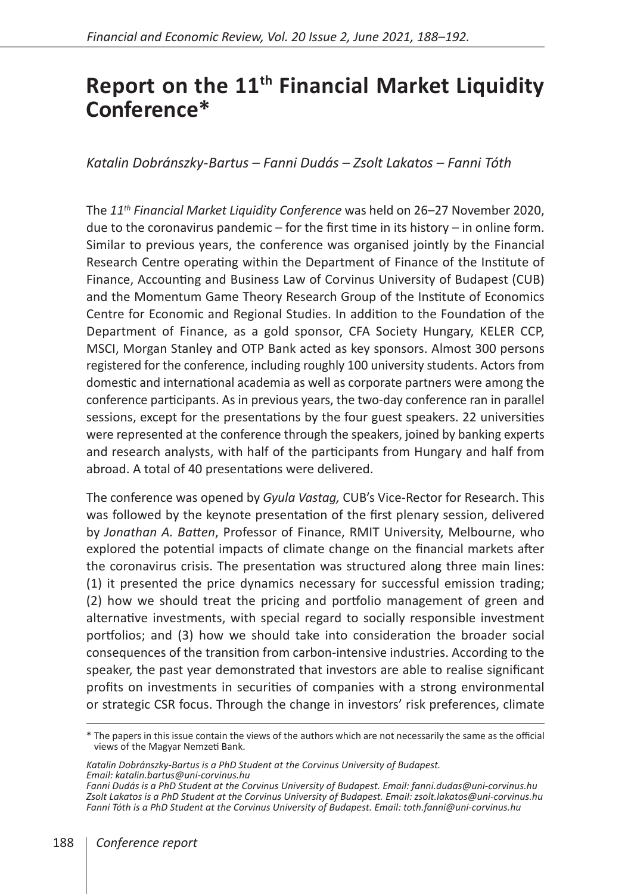# Report on the 11th Financial Market Liquidity Conference*

*Katalin Dobránszky-Bartus – Fanni Dudás – Zsolt Lakatos – Fanni Tóth*

The *11th Financial Market Liquidity Conference* was held on 26–27 November 2020, due to the coronavirus pandemic – for the first time in its history – in online form. Similar to previous years, the conference was organised jointly by the Financial Research Centre operating within the Department of Finance of the Institute of Finance, Accounting and Business Law of Corvinus University of Budapest (CUB) and the Momentum Game Theory Research Group of the Institute of Economics Centre for Economic and Regional Studies. In addition to the Foundation of the Department of Finance, as a gold sponsor, CFA Society Hungary, KELER CCP, MSCI, Morgan Stanley and OTP Bank acted as key sponsors. Almost 300 persons registered for the conference, including roughly 100 university students. Actors from domestic and international academia as well as corporate partners were among the conference participants. As in previous years, the two-day conference ran in parallel sessions, except for the presentations by the four guest speakers. 22 universities were represented at the conference through the speakers, joined by banking experts and research analysts, with half of the participants from Hungary and half from abroad. A total of 40 presentations were delivered.

The conference was opened by *Gyula Vastag,* CUB's Vice-Rector for Research. This was followed by the keynote presentation of the first plenary session, delivered by *Jonathan A. Batten*, Professor of Finance, RMIT University, Melbourne, who explored the potential impacts of climate change on the financial markets after the coronavirus crisis. The presentation was structured along three main lines: (1) it presented the price dynamics necessary for successful emission trading; (2) how we should treat the pricing and portfolio management of green and alternative investments, with special regard to socially responsible investment portfolios; and (3) how we should take into consideration the broader social consequences of the transition from carbon-intensive industries. According to the speaker, the past year demonstrated that investors are able to realise significant profits on investments in securities of companies with a strong environmental or strategic CSR focus. Through the change in investors' risk preferences, climate

\* The papers in this issue contain the views of the authors which are not necessarily the same as the official views of the Magyar Nemzeti Bank.

*Katalin Dobránszky-Bartus is a PhD Student at the Corvinus University of Budapest. Email: katalin.bartus@uni-corvinus.hu*
*Fanni Dudás is a PhD Student at the Corvinus University of Budapest. Email: fanni.dudas@uni-corvinus.hu*
*Zsolt Lakatos is a PhD Student at the Corvinus University of Budapest. Email: zsolt.lakatos@uni-corvinus.hu*
*Fanni Tóth is a PhD Student at the Corvinus University of Budapest. Email: toth.fanni@uni-corvinus.hu*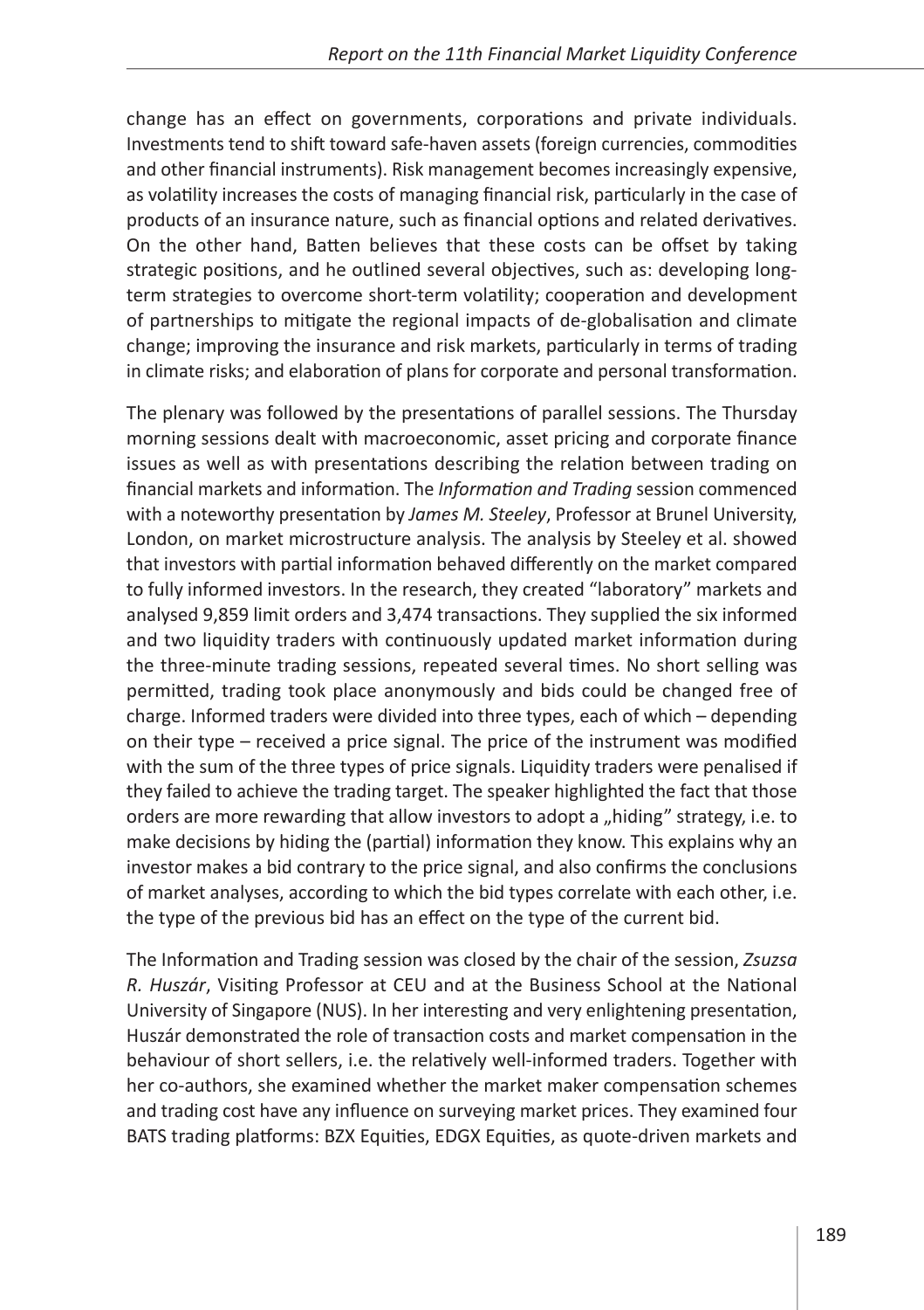change has an effect on governments, corporations and private individuals. Investments tend to shift toward safe-haven assets (foreign currencies, commodities and other financial instruments). Risk management becomes increasingly expensive, as volatility increases the costs of managing financial risk, particularly in the case of products of an insurance nature, such as financial options and related derivatives. On the other hand, Batten believes that these costs can be offset by taking strategic positions, and he outlined several objectives, such as: developing long-term strategies to overcome short-term volatility; cooperation and development of partnerships to mitigate the regional impacts of de-globalisation and climate change; improving the insurance and risk markets, particularly in terms of trading in climate risks; and elaboration of plans for corporate and personal transformation.

The plenary was followed by the presentations of parallel sessions. The Thursday morning sessions dealt with macroeconomic, asset pricing and corporate finance issues as well as with presentations describing the relation between trading on financial markets and information. The *Information and Trading* session commenced with a noteworthy presentation by *James M. Steeley*, Professor at Brunel University, London, on market microstructure analysis. The analysis by Steeley et al. showed that investors with partial information behaved differently on the market compared to fully informed investors. In the research, they created "laboratory" markets and analysed 9,859 limit orders and 3,474 transactions. They supplied the six informed and two liquidity traders with continuously updated market information during the three-minute trading sessions, repeated several times. No short selling was permitted, trading took place anonymously and bids could be changed free of charge. Informed traders were divided into three types, each of which – depending on their type – received a price signal. The price of the instrument was modified with the sum of the three types of price signals. Liquidity traders were penalised if they failed to achieve the trading target. The speaker highlighted the fact that those orders are more rewarding that allow investors to adopt a „hiding" strategy, i.e. to make decisions by hiding the (partial) information they know. This explains why an investor makes a bid contrary to the price signal, and also confirms the conclusions of market analyses, according to which the bid types correlate with each other, i.e. the type of the previous bid has an effect on the type of the current bid.

The Information and Trading session was closed by the chair of the session, *Zsuzsa R. Huszár*, Visiting Professor at CEU and at the Business School at the National University of Singapore (NUS). In her interesting and very enlightening presentation, Huszár demonstrated the role of transaction costs and market compensation in the behaviour of short sellers, i.e. the relatively well-informed traders. Together with her co-authors, she examined whether the market maker compensation schemes and trading cost have any influence on surveying market prices. They examined four BATS trading platforms: BZX Equities, EDGX Equities, as quote-driven markets and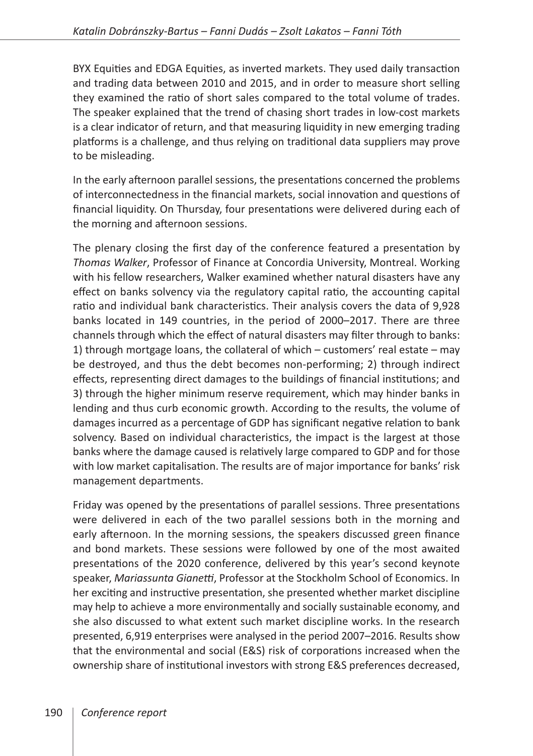BYX Equities and EDGA Equities, as inverted markets. They used daily transaction and trading data between 2010 and 2015, and in order to measure short selling they examined the ratio of short sales compared to the total volume of trades. The speaker explained that the trend of chasing short trades in low-cost markets is a clear indicator of return, and that measuring liquidity in new emerging trading platforms is a challenge, and thus relying on traditional data suppliers may prove to be misleading.

In the early afternoon parallel sessions, the presentations concerned the problems of interconnectedness in the financial markets, social innovation and questions of financial liquidity. On Thursday, four presentations were delivered during each of the morning and afternoon sessions.

The plenary closing the first day of the conference featured a presentation by *Thomas Walker*, Professor of Finance at Concordia University, Montreal. Working with his fellow researchers, Walker examined whether natural disasters have any effect on banks solvency via the regulatory capital ratio, the accounting capital ratio and individual bank characteristics. Their analysis covers the data of 9,928 banks located in 149 countries, in the period of 2000–2017. There are three channels through which the effect of natural disasters may filter through to banks: 1) through mortgage loans, the collateral of which – customers' real estate – may be destroyed, and thus the debt becomes non-performing; 2) through indirect effects, representing direct damages to the buildings of financial institutions; and 3) through the higher minimum reserve requirement, which may hinder banks in lending and thus curb economic growth. According to the results, the volume of damages incurred as a percentage of GDP has significant negative relation to bank solvency. Based on individual characteristics, the impact is the largest at those banks where the damage caused is relatively large compared to GDP and for those with low market capitalisation. The results are of major importance for banks' risk management departments.

Friday was opened by the presentations of parallel sessions. Three presentations were delivered in each of the two parallel sessions both in the morning and early afternoon. In the morning sessions, the speakers discussed green finance and bond markets. These sessions were followed by one of the most awaited presentations of the 2020 conference, delivered by this year's second keynote speaker, *Mariassunta Gianetti*, Professor at the Stockholm School of Economics. In her exciting and instructive presentation, she presented whether market discipline may help to achieve a more environmentally and socially sustainable economy, and she also discussed to what extent such market discipline works. In the research presented, 6,919 enterprises were analysed in the period 2007–2016. Results show that the environmental and social (E&S) risk of corporations increased when the ownership share of institutional investors with strong E&S preferences decreased,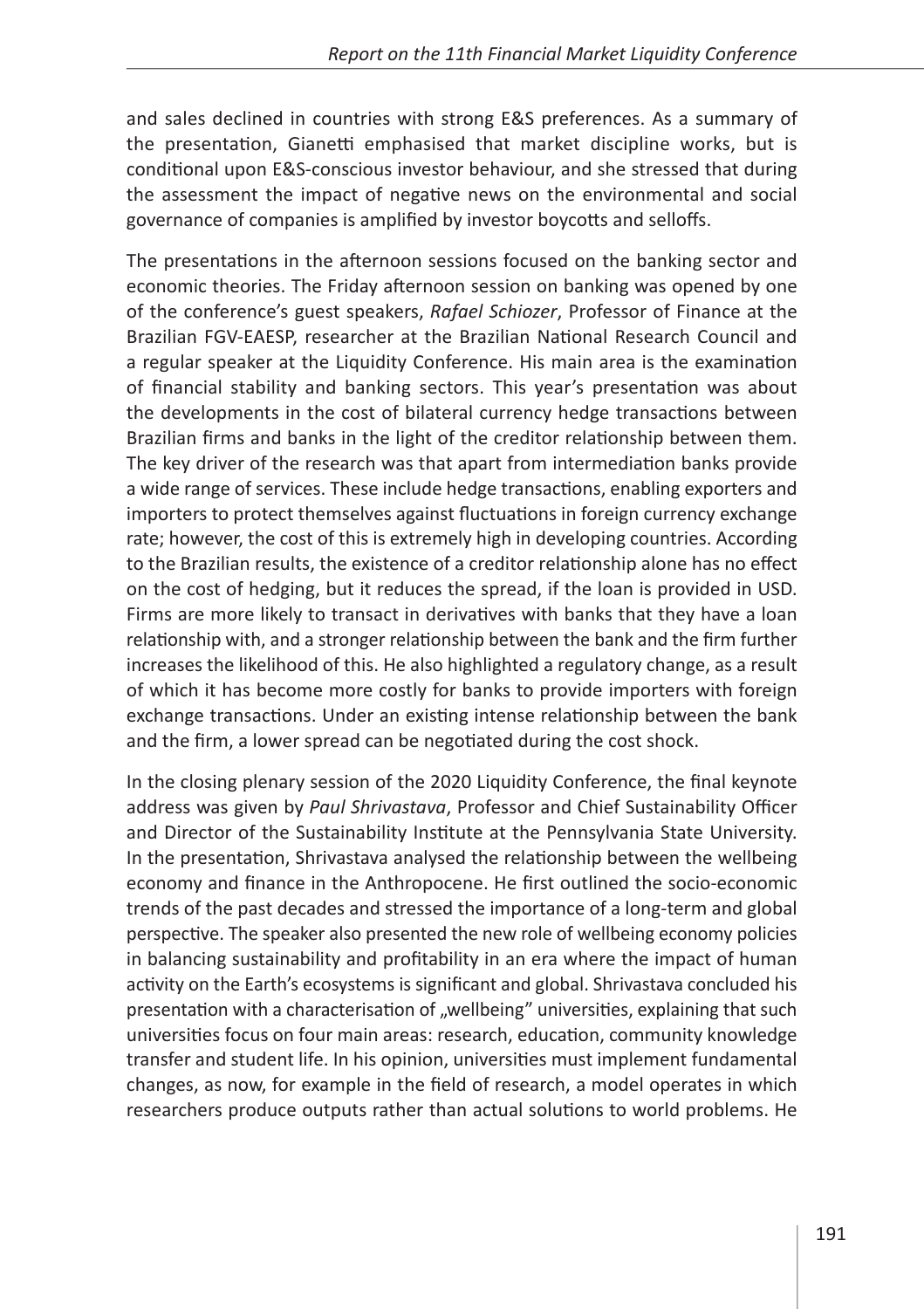and sales declined in countries with strong E&S preferences. As a summary of the presentation, Gianetti emphasised that market discipline works, but is conditional upon E&S-conscious investor behaviour, and she stressed that during the assessment the impact of negative news on the environmental and social governance of companies is amplified by investor boycotts and selloffs.

The presentations in the afternoon sessions focused on the banking sector and economic theories. The Friday afternoon session on banking was opened by one of the conference's guest speakers, *Rafael Schiozer*, Professor of Finance at the Brazilian FGV-EAESP, researcher at the Brazilian National Research Council and a regular speaker at the Liquidity Conference. His main area is the examination of financial stability and banking sectors. This year's presentation was about the developments in the cost of bilateral currency hedge transactions between Brazilian firms and banks in the light of the creditor relationship between them. The key driver of the research was that apart from intermediation banks provide a wide range of services. These include hedge transactions, enabling exporters and importers to protect themselves against fluctuations in foreign currency exchange rate; however, the cost of this is extremely high in developing countries. According to the Brazilian results, the existence of a creditor relationship alone has no effect on the cost of hedging, but it reduces the spread, if the loan is provided in USD. Firms are more likely to transact in derivatives with banks that they have a loan relationship with, and a stronger relationship between the bank and the firm further increases the likelihood of this. He also highlighted a regulatory change, as a result of which it has become more costly for banks to provide importers with foreign exchange transactions. Under an existing intense relationship between the bank and the firm, a lower spread can be negotiated during the cost shock.

In the closing plenary session of the 2020 Liquidity Conference, the final keynote address was given by *Paul Shrivastava*, Professor and Chief Sustainability Officer and Director of the Sustainability Institute at the Pennsylvania State University. In the presentation, Shrivastava analysed the relationship between the wellbeing economy and finance in the Anthropocene. He first outlined the socio-economic trends of the past decades and stressed the importance of a long-term and global perspective. The speaker also presented the new role of wellbeing economy policies in balancing sustainability and profitability in an era where the impact of human activity on the Earth's ecosystems is significant and global. Shrivastava concluded his presentation with a characterisation of „wellbeing" universities, explaining that such universities focus on four main areas: research, education, community knowledge transfer and student life. In his opinion, universities must implement fundamental changes, as now, for example in the field of research, a model operates in which researchers produce outputs rather than actual solutions to world problems. He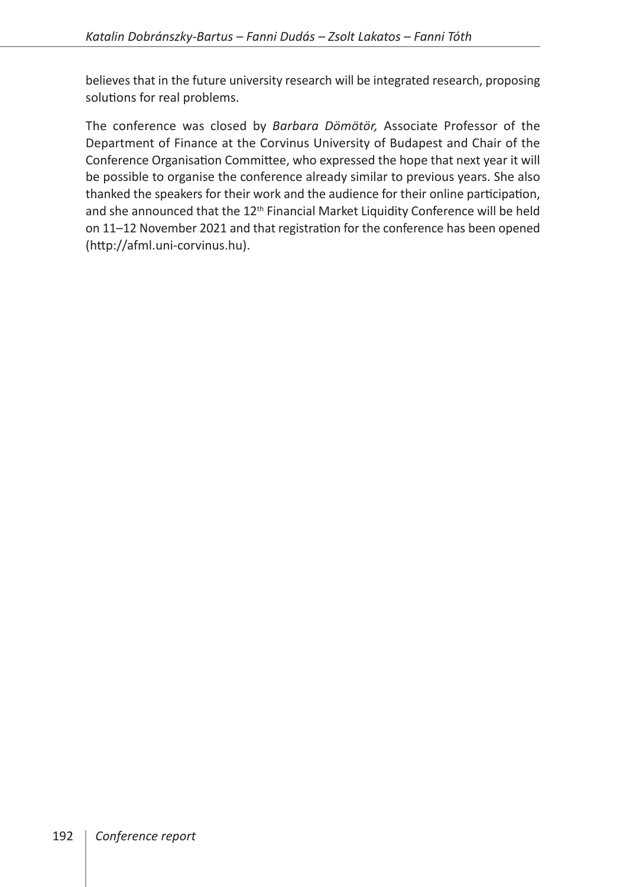believes that in the future university research will be integrated research, proposing solutions for real problems.

The conference was closed by *Barbara Dömötör,* Associate Professor of the Department of Finance at the Corvinus University of Budapest and Chair of the Conference Organisation Committee, who expressed the hope that next year it will be possible to organise the conference already similar to previous years. She also thanked the speakers for their work and the audience for their online participation, and she announced that the 12th Financial Market Liquidity Conference will be held on 11–12 November 2021 and that registration for the conference has been opened (http://afml.uni-corvinus.hu).